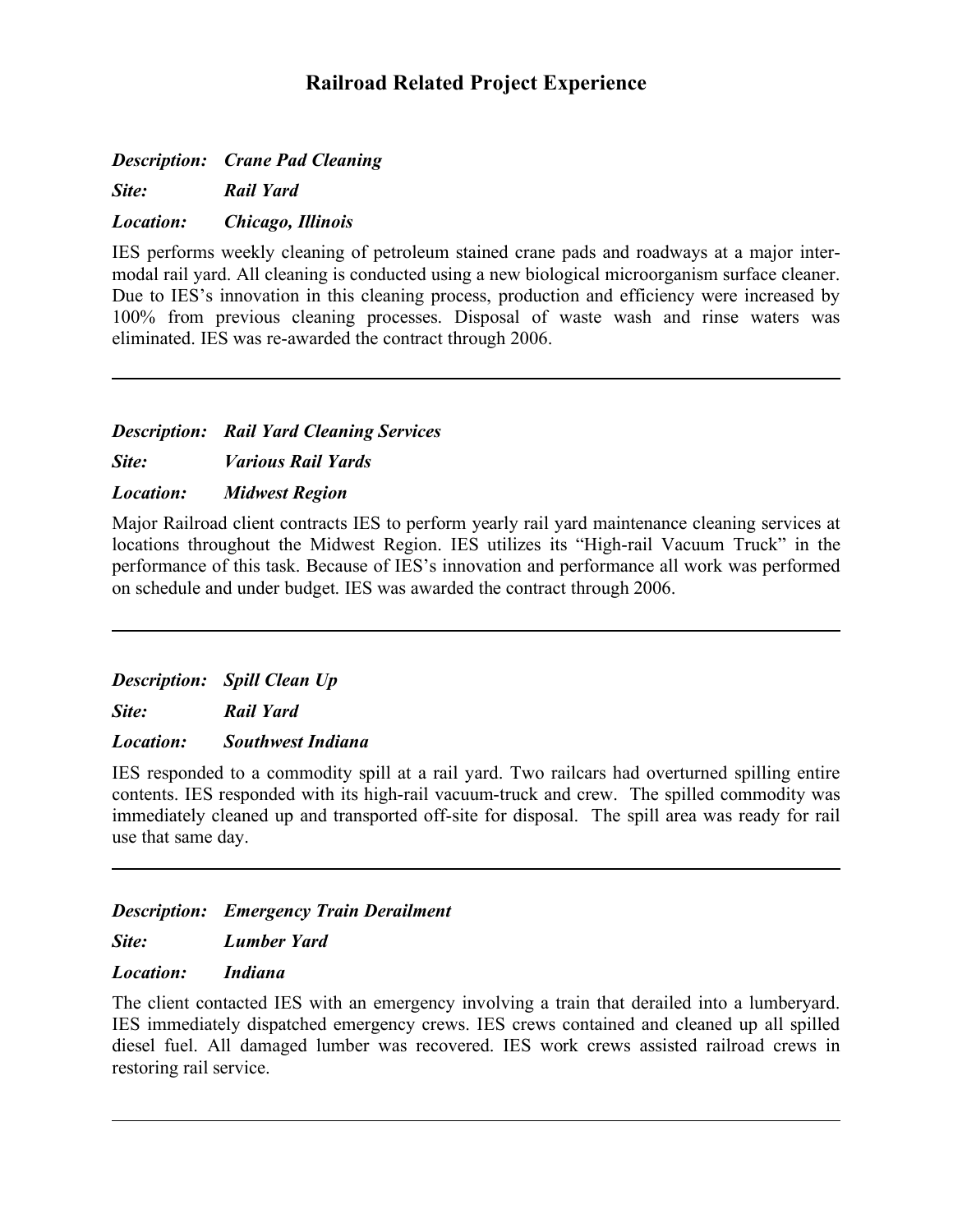# Railroad Related Project Experience

***Description:*** ***Crane Pad Cleaning***

***Site:*** ***Rail Yard***

***Location:*** ***Chicago, Illinois***

IES performs weekly cleaning of petroleum stained crane pads and roadways at a major inter-modal rail yard. All cleaning is conducted using a new biological microorganism surface cleaner. Due to IES's innovation in this cleaning process, production and efficiency were increased by 100% from previous cleaning processes. Disposal of waste wash and rinse waters was eliminated. IES was re-awarded the contract through 2006.

---

***Description:*** ***Rail Yard Cleaning Services***

***Site:*** ***Various Rail Yards***

***Location:*** ***Midwest Region***

Major Railroad client contracts IES to perform yearly rail yard maintenance cleaning services at locations throughout the Midwest Region. IES utilizes its "High-rail Vacuum Truck" in the performance of this task. Because of IES's innovation and performance all work was performed on schedule and under budget. IES was awarded the contract through 2006.

---

***Description:*** ***Spill Clean Up***

***Site:*** ***Rail Yard***

***Location:*** ***Southwest Indiana***

IES responded to a commodity spill at a rail yard. Two railcars had overturned spilling entire contents. IES responded with its high-rail vacuum-truck and crew. The spilled commodity was immediately cleaned up and transported off-site for disposal. The spill area was ready for rail use that same day.

---

***Description:*** ***Emergency Train Derailment***

***Site:*** ***Lumber Yard***

***Location:*** ***Indiana***

The client contacted IES with an emergency involving a train that derailed into a lumberyard. IES immediately dispatched emergency crews. IES crews contained and cleaned up all spilled diesel fuel. All damaged lumber was recovered. IES work crews assisted railroad crews in restoring rail service.

---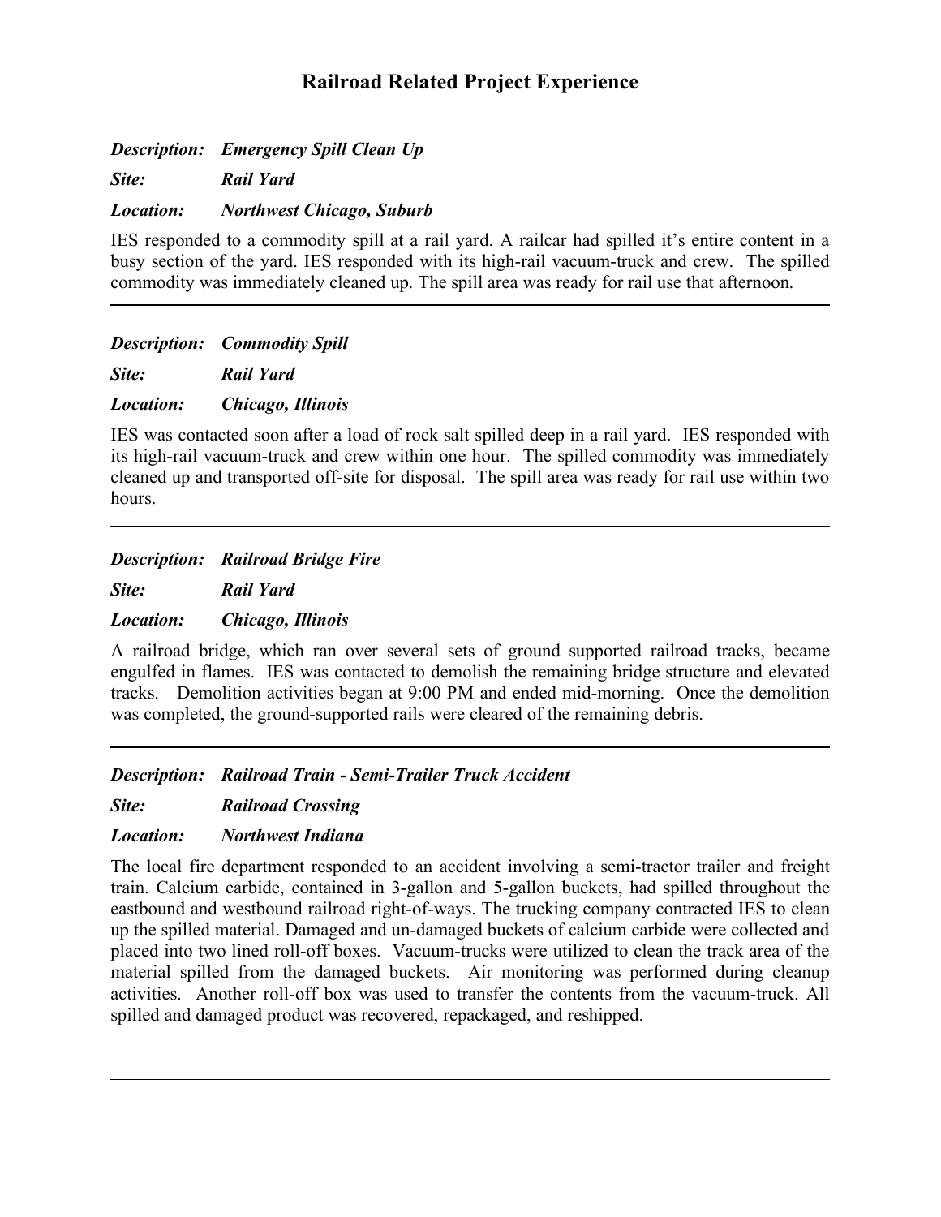# Railroad Related Project Experience

***Description:*** ***Emergency Spill Clean Up***

***Site:*** ***Rail Yard***

***Location:*** ***Northwest Chicago, Suburb***

IES responded to a commodity spill at a rail yard. A railcar had spilled it's entire content in a busy section of the yard. IES responded with its high-rail vacuum-truck and crew. The spilled commodity was immediately cleaned up. The spill area was ready for rail use that afternoon.

---

***Description:*** ***Commodity Spill***

***Site:*** ***Rail Yard***

***Location:*** ***Chicago, Illinois***

IES was contacted soon after a load of rock salt spilled deep in a rail yard. IES responded with its high-rail vacuum-truck and crew within one hour. The spilled commodity was immediately cleaned up and transported off-site for disposal. The spill area was ready for rail use within two hours.

---

***Description:*** ***Railroad Bridge Fire***

***Site:*** ***Rail Yard***

***Location:*** ***Chicago, Illinois***

A railroad bridge, which ran over several sets of ground supported railroad tracks, became engulfed in flames. IES was contacted to demolish the remaining bridge structure and elevated tracks. Demolition activities began at 9:00 PM and ended mid-morning. Once the demolition was completed, the ground-supported rails were cleared of the remaining debris.

---

***Description:*** ***Railroad Train - Semi-Trailer Truck Accident***

***Site:*** ***Railroad Crossing***

***Location:*** ***Northwest Indiana***

The local fire department responded to an accident involving a semi-tractor trailer and freight train. Calcium carbide, contained in 3-gallon and 5-gallon buckets, had spilled throughout the eastbound and westbound railroad right-of-ways. The trucking company contracted IES to clean up the spilled material. Damaged and un-damaged buckets of calcium carbide were collected and placed into two lined roll-off boxes. Vacuum-trucks were utilized to clean the track area of the material spilled from the damaged buckets. Air monitoring was performed during cleanup activities. Another roll-off box was used to transfer the contents from the vacuum-truck. All spilled and damaged product was recovered, repackaged, and reshipped.

---